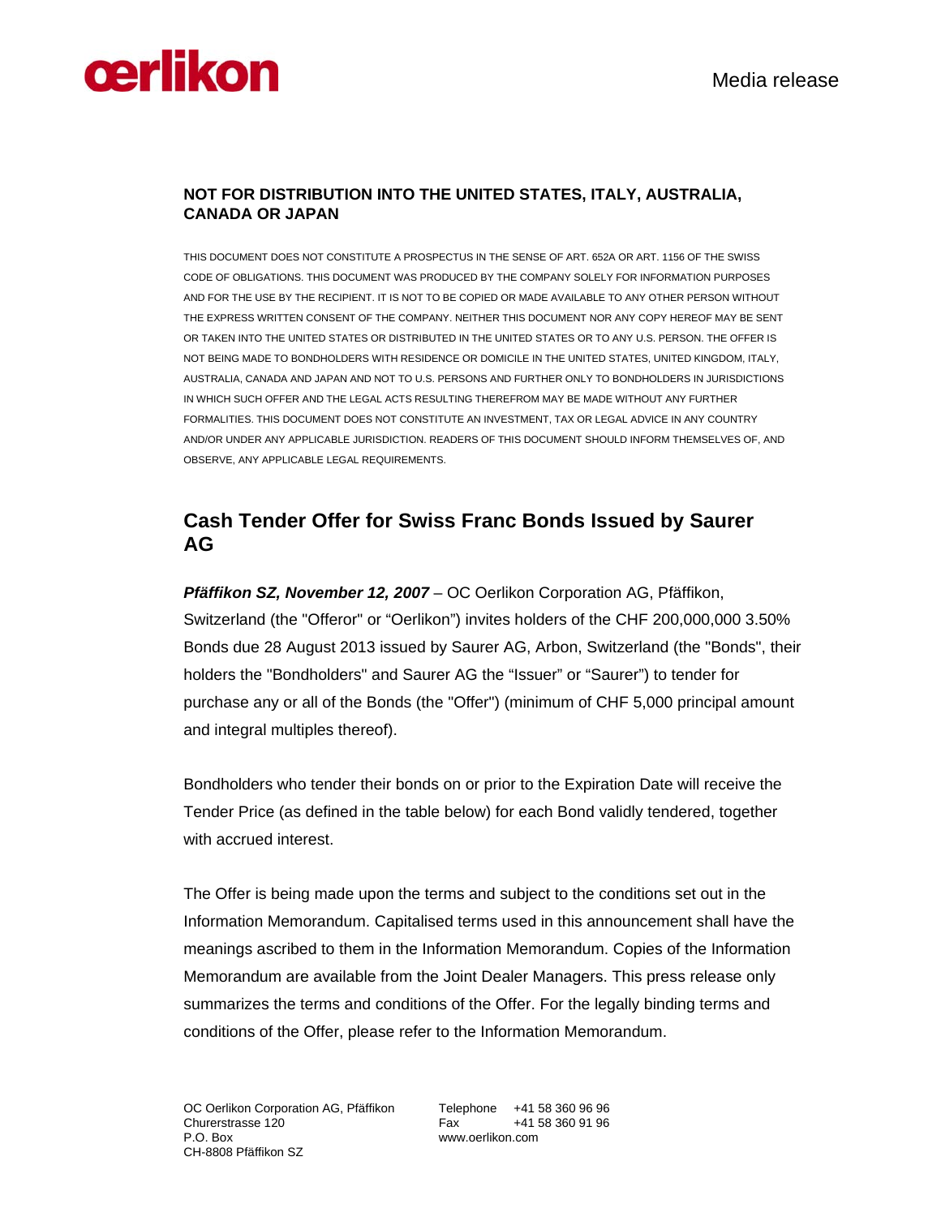oerlikon

Media release

**NOT FOR DISTRIBUTION INTO THE UNITED STATES, ITALY, AUSTRALIA, CANADA OR JAPAN**

THIS DOCUMENT DOES NOT CONSTITUTE A PROSPECTUS IN THE SENSE OF ART. 652A OR ART. 1156 OF THE SWISS CODE OF OBLIGATIONS. THIS DOCUMENT WAS PRODUCED BY THE COMPANY SOLELY FOR INFORMATION PURPOSES AND FOR THE USE BY THE RECIPIENT. IT IS NOT TO BE COPIED OR MADE AVAILABLE TO ANY OTHER PERSON WITHOUT THE EXPRESS WRITTEN CONSENT OF THE COMPANY. NEITHER THIS DOCUMENT NOR ANY COPY HEREOF MAY BE SENT OR TAKEN INTO THE UNITED STATES OR DISTRIBUTED IN THE UNITED STATES OR TO ANY U.S. PERSON. THE OFFER IS NOT BEING MADE TO BONDHOLDERS WITH RESIDENCE OR DOMICILE IN THE UNITED STATES, UNITED KINGDOM, ITALY, AUSTRALIA, CANADA AND JAPAN AND NOT TO U.S. PERSONS AND FURTHER ONLY TO BONDHOLDERS IN JURISDICTIONS IN WHICH SUCH OFFER AND THE LEGAL ACTS RESULTING THEREFROM MAY BE MADE WITHOUT ANY FURTHER FORMALITIES. THIS DOCUMENT DOES NOT CONSTITUTE AN INVESTMENT, TAX OR LEGAL ADVICE IN ANY COUNTRY AND/OR UNDER ANY APPLICABLE JURISDICTION. READERS OF THIS DOCUMENT SHOULD INFORM THEMSELVES OF, AND OBSERVE, ANY APPLICABLE LEGAL REQUIREMENTS.

## Cash Tender Offer for Swiss Franc Bonds Issued by Saurer AG

***Pfäffikon SZ, November 12, 2007*** – OC Oerlikon Corporation AG, Pfäffikon, Switzerland (the "Offeror" or "Oerlikon") invites holders of the CHF 200,000,000 3.50% Bonds due 28 August 2013 issued by Saurer AG, Arbon, Switzerland (the "Bonds", their holders the "Bondholders" and Saurer AG the "Issuer" or "Saurer") to tender for purchase any or all of the Bonds (the "Offer") (minimum of CHF 5,000 principal amount and integral multiples thereof).

Bondholders who tender their bonds on or prior to the Expiration Date will receive the Tender Price (as defined in the table below) for each Bond validly tendered, together with accrued interest.

The Offer is being made upon the terms and subject to the conditions set out in the Information Memorandum. Capitalised terms used in this announcement shall have the meanings ascribed to them in the Information Memorandum. Copies of the Information Memorandum are available from the Joint Dealer Managers. This press release only summarizes the terms and conditions of the Offer. For the legally binding terms and conditions of the Offer, please refer to the Information Memorandum.

OC Oerlikon Corporation AG, Pfäffikon
Churerstrasse 120
P.O. Box
CH-8808 Pfäffikon SZ

Telephone +41 58 360 96 96
Fax +41 58 360 91 96
www.oerlikon.com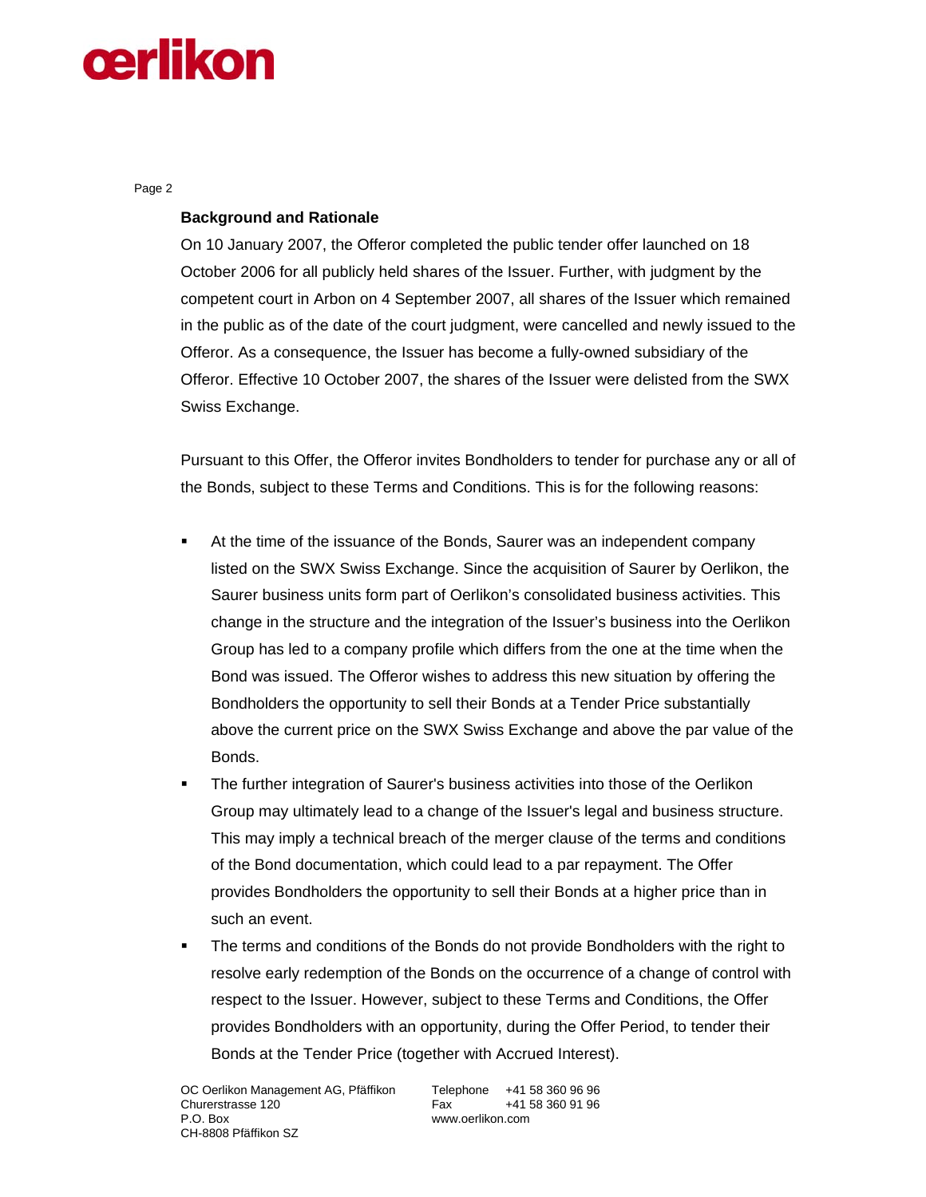**Background and Rationale**

On 10 January 2007, the Offeror completed the public tender offer launched on 18 October 2006 for all publicly held shares of the Issuer. Further, with judgment by the competent court in Arbon on 4 September 2007, all shares of the Issuer which remained in the public as of the date of the court judgment, were cancelled and newly issued to the Offeror. As a consequence, the Issuer has become a fully-owned subsidiary of the Offeror. Effective 10 October 2007, the shares of the Issuer were delisted from the SWX Swiss Exchange.

Pursuant to this Offer, the Offeror invites Bondholders to tender for purchase any or all of the Bonds, subject to these Terms and Conditions. This is for the following reasons:

- At the time of the issuance of the Bonds, Saurer was an independent company listed on the SWX Swiss Exchange. Since the acquisition of Saurer by Oerlikon, the Saurer business units form part of Oerlikon's consolidated business activities. This change in the structure and the integration of the Issuer's business into the Oerlikon Group has led to a company profile which differs from the one at the time when the Bond was issued. The Offeror wishes to address this new situation by offering the Bondholders the opportunity to sell their Bonds at a Tender Price substantially above the current price on the SWX Swiss Exchange and above the par value of the Bonds.
- The further integration of Saurer's business activities into those of the Oerlikon Group may ultimately lead to a change of the Issuer's legal and business structure. This may imply a technical breach of the merger clause of the terms and conditions of the Bond documentation, which could lead to a par repayment. The Offer provides Bondholders the opportunity to sell their Bonds at a higher price than in such an event.
- The terms and conditions of the Bonds do not provide Bondholders with the right to resolve early redemption of the Bonds on the occurrence of a change of control with respect to the Issuer. However, subject to these Terms and Conditions, the Offer provides Bondholders with an opportunity, during the Offer Period, to tender their Bonds at the Tender Price (together with Accrued Interest).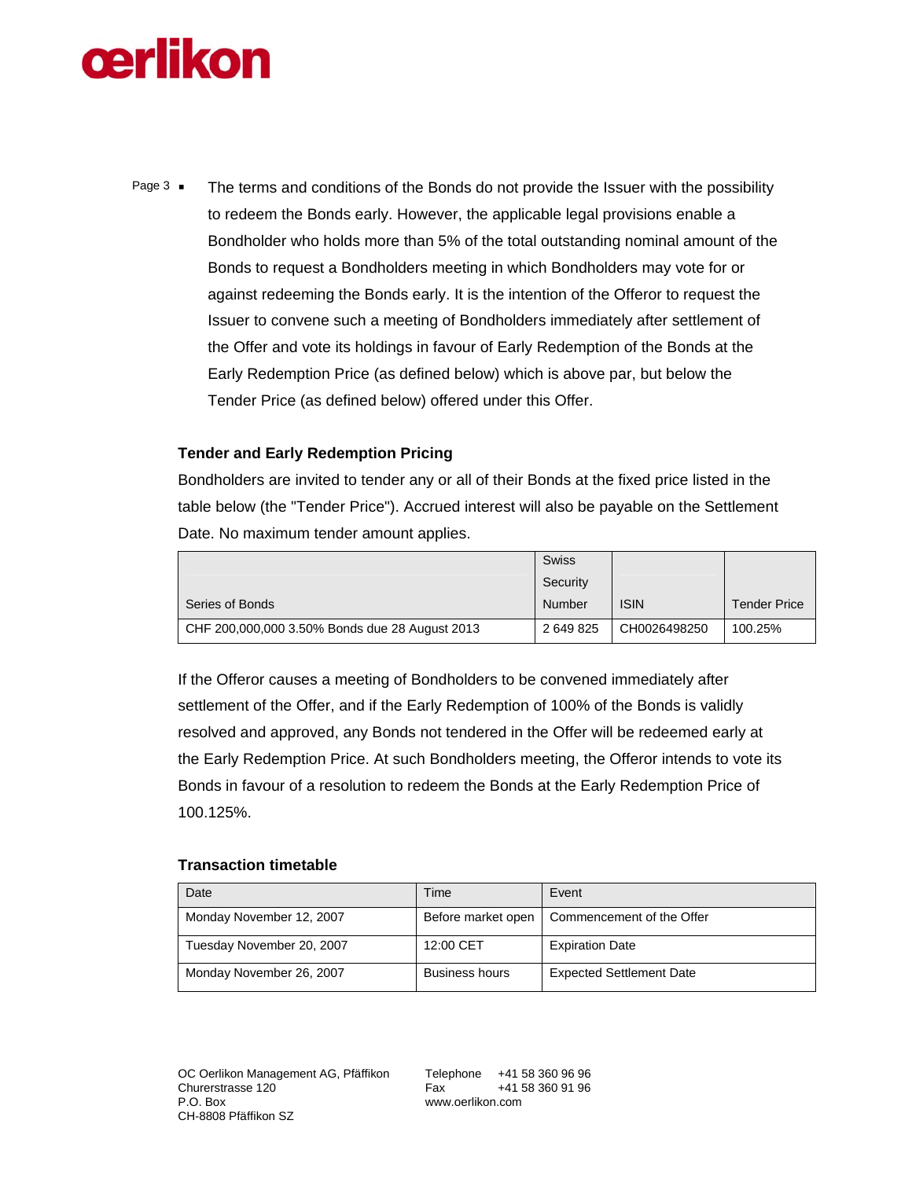- The terms and conditions of the Bonds do not provide the Issuer with the possibility to redeem the Bonds early. However, the applicable legal provisions enable a Bondholder who holds more than 5% of the total outstanding nominal amount of the Bonds to request a Bondholders meeting in which Bondholders may vote for or against redeeming the Bonds early. It is the intention of the Offeror to request the Issuer to convene such a meeting of Bondholders immediately after settlement of the Offer and vote its holdings in favour of Early Redemption of the Bonds at the Early Redemption Price (as defined below) which is above par, but below the Tender Price (as defined below) offered under this Offer.

**Tender and Early Redemption Pricing**

Bondholders are invited to tender any or all of their Bonds at the fixed price listed in the table below (the "Tender Price"). Accrued interest will also be payable on the Settlement Date. No maximum tender amount applies.

| Series of Bonds | Swiss Security Number | ISIN | Tender Price |
|---|---|---|---|
| CHF 200,000,000 3.50% Bonds due 28 August 2013 | 2 649 825 | CH0026498250 | 100.25% |

If the Offeror causes a meeting of Bondholders to be convened immediately after settlement of the Offer, and if the Early Redemption of 100% of the Bonds is validly resolved and approved, any Bonds not tendered in the Offer will be redeemed early at the Early Redemption Price. At such Bondholders meeting, the Offeror intends to vote its Bonds in favour of a resolution to redeem the Bonds at the Early Redemption Price of 100.125%.

**Transaction timetable**

| Date | Time | Event |
|---|---|---|
| Monday November 12, 2007 | Before market open | Commencement of the Offer |
| Tuesday November 20, 2007 | 12:00 CET | Expiration Date |
| Monday November 26, 2007 | Business hours | Expected Settlement Date |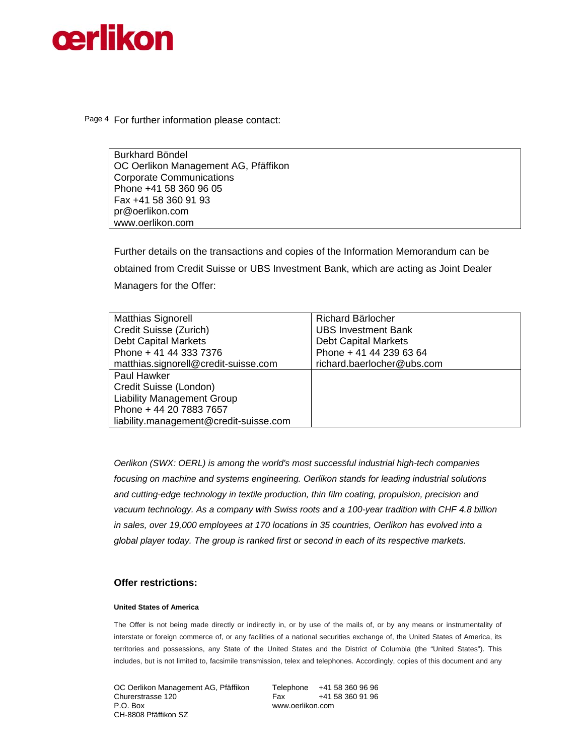For further information please contact:

| Burkhard Böndel<br>OC Oerlikon Management AG, Pfäffikon<br>Corporate Communications<br>Phone +41 58 360 96 05<br>Fax +41 58 360 91 93<br>pr@oerlikon.com<br>www.oerlikon.com |
|---|

Further details on the transactions and copies of the Information Memorandum can be obtained from Credit Suisse or UBS Investment Bank, which are acting as Joint Dealer Managers for the Offer:

| Matthias Signorell<br>Credit Suisse (Zurich)<br>Debt Capital Markets<br>Phone + 41 44 333 7376<br>matthias.signorell@credit-suisse.com | Richard Bärlocher<br>UBS Investment Bank<br>Debt Capital Markets<br>Phone + 41 44 239 63 64<br>richard.baerlocher@ubs.com |
|---|---|
| Paul Hawker<br>Credit Suisse (London)<br>Liability Management Group<br>Phone + 44 20 7883 7657<br>liability.management@credit-suisse.com | |

*Oerlikon (SWX: OERL) is among the world's most successful industrial high-tech companies focusing on machine and systems engineering. Oerlikon stands for leading industrial solutions and cutting-edge technology in textile production, thin film coating, propulsion, precision and vacuum technology. As a company with Swiss roots and a 100-year tradition with CHF 4.8 billion in sales, over 19,000 employees at 170 locations in 35 countries, Oerlikon has evolved into a global player today. The group is ranked first or second in each of its respective markets.*

## Offer restrictions:

#### United States of America

The Offer is not being made directly or indirectly in, or by use of the mails of, or by any means or instrumentality of interstate or foreign commerce of, or any facilities of a national securities exchange of, the United States of America, its territories and possessions, any State of the United States and the District of Columbia (the "United States"). This includes, but is not limited to, facsimile transmission, telex and telephones. Accordingly, copies of this document and any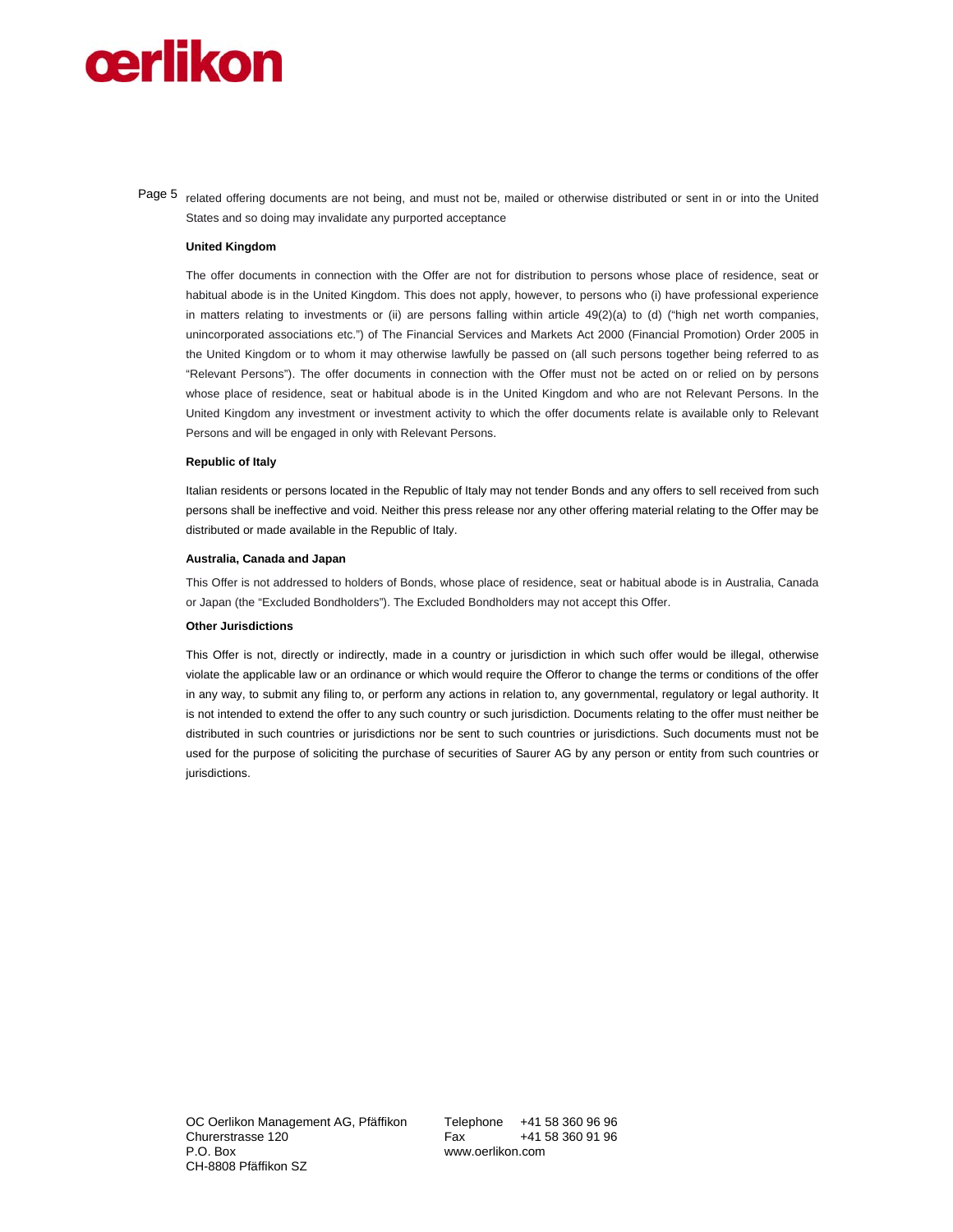related offering documents are not being, and must not be, mailed or otherwise distributed or sent in or into the United States and so doing may invalidate any purported acceptance

**United Kingdom**

The offer documents in connection with the Offer are not for distribution to persons whose place of residence, seat or habitual abode is in the United Kingdom. This does not apply, however, to persons who (i) have professional experience in matters relating to investments or (ii) are persons falling within article 49(2)(a) to (d) ("high net worth companies, unincorporated associations etc.") of The Financial Services and Markets Act 2000 (Financial Promotion) Order 2005 in the United Kingdom or to whom it may otherwise lawfully be passed on (all such persons together being referred to as "Relevant Persons"). The offer documents in connection with the Offer must not be acted on or relied on by persons whose place of residence, seat or habitual abode is in the United Kingdom and who are not Relevant Persons. In the United Kingdom any investment or investment activity to which the offer documents relate is available only to Relevant Persons and will be engaged in only with Relevant Persons.

**Republic of Italy**

Italian residents or persons located in the Republic of Italy may not tender Bonds and any offers to sell received from such persons shall be ineffective and void. Neither this press release nor any other offering material relating to the Offer may be distributed or made available in the Republic of Italy.

**Australia, Canada and Japan**

This Offer is not addressed to holders of Bonds, whose place of residence, seat or habitual abode is in Australia, Canada or Japan (the "Excluded Bondholders"). The Excluded Bondholders may not accept this Offer.

**Other Jurisdictions**

This Offer is not, directly or indirectly, made in a country or jurisdiction in which such offer would be illegal, otherwise violate the applicable law or an ordinance or which would require the Offeror to change the terms or conditions of the offer in any way, to submit any filing to, or perform any actions in relation to, any governmental, regulatory or legal authority. It is not intended to extend the offer to any such country or such jurisdiction. Documents relating to the offer must neither be distributed in such countries or jurisdictions nor be sent to such countries or jurisdictions. Such documents must not be used for the purpose of soliciting the purchase of securities of Saurer AG by any person or entity from such countries or jurisdictions.